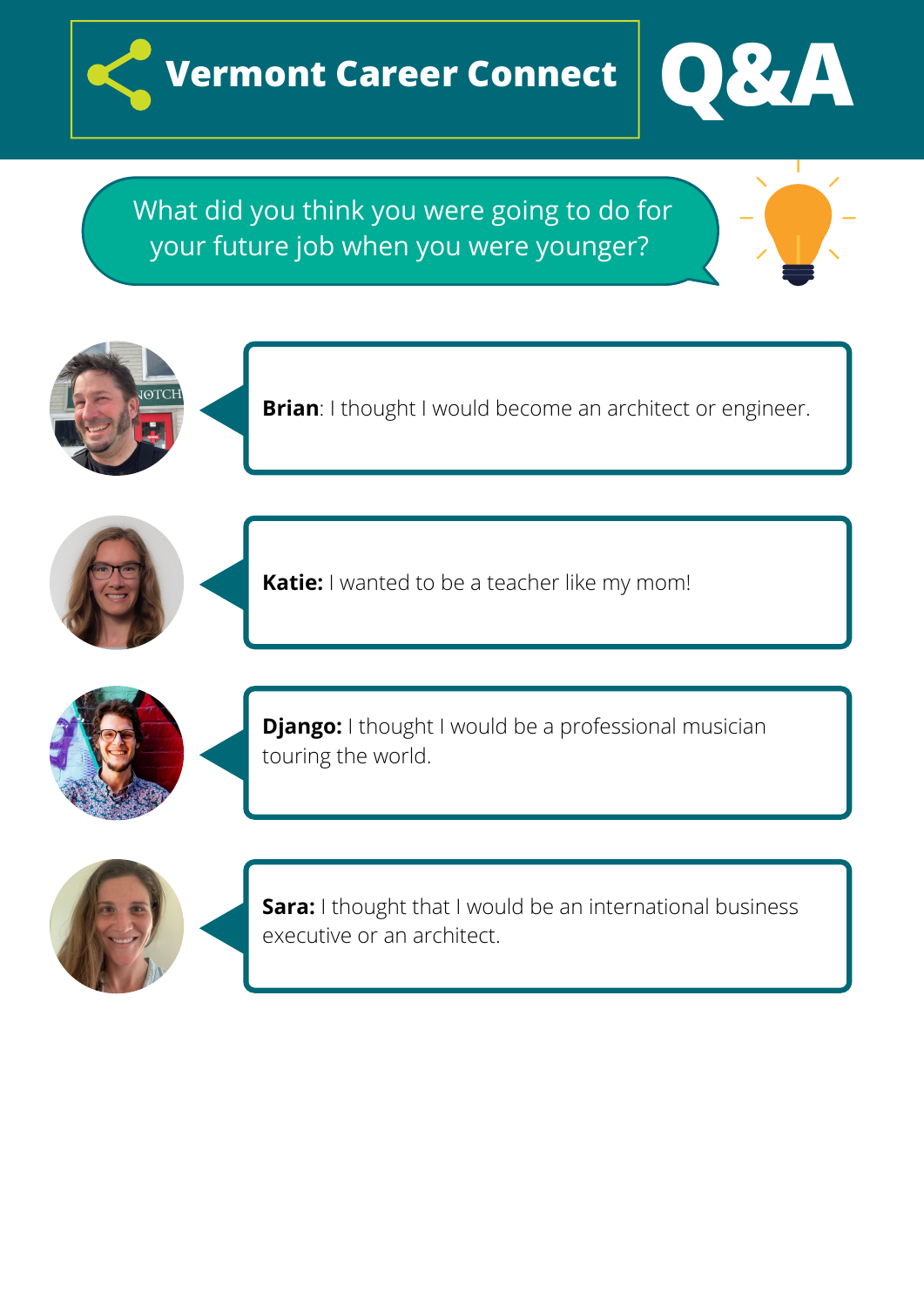# Vermont Career Connect Q&A

## What did you think you were going to do for your future job when you were younger?

**Brian**: I thought I would become an architect or engineer.

**Katie:** I wanted to be a teacher like my mom!

**Django:** I thought I would be a professional musician touring the world.

**Sara:** I thought that I would be an international business executive or an architect.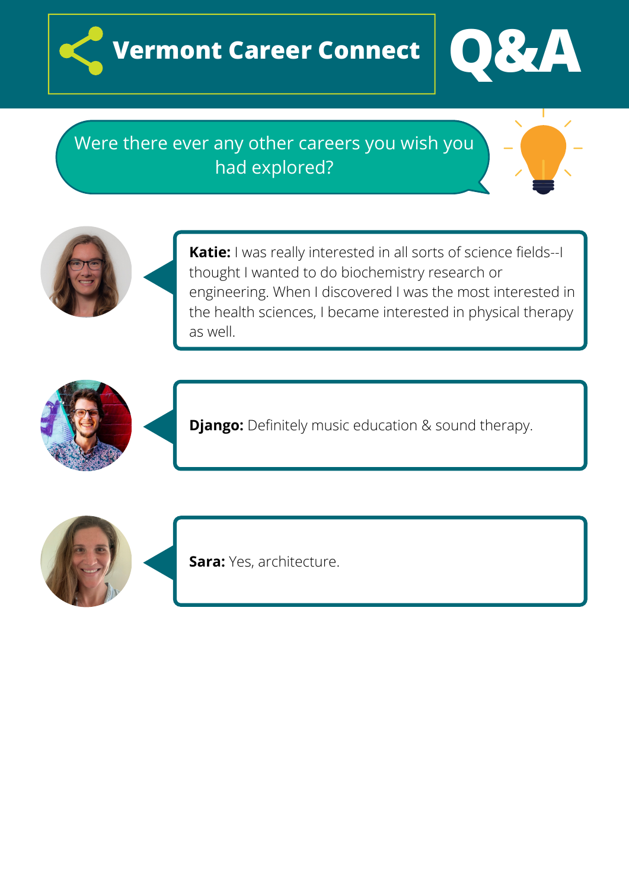# Vermont Career Connect Q&A

## Were there ever any other careers you wish you had explored?

**Katie:** I was really interested in all sorts of science fields--I thought I wanted to do biochemistry research or engineering. When I discovered I was the most interested in the health sciences, I became interested in physical therapy as well.

**Django:** Definitely music education & sound therapy.

**Sara:** Yes, architecture.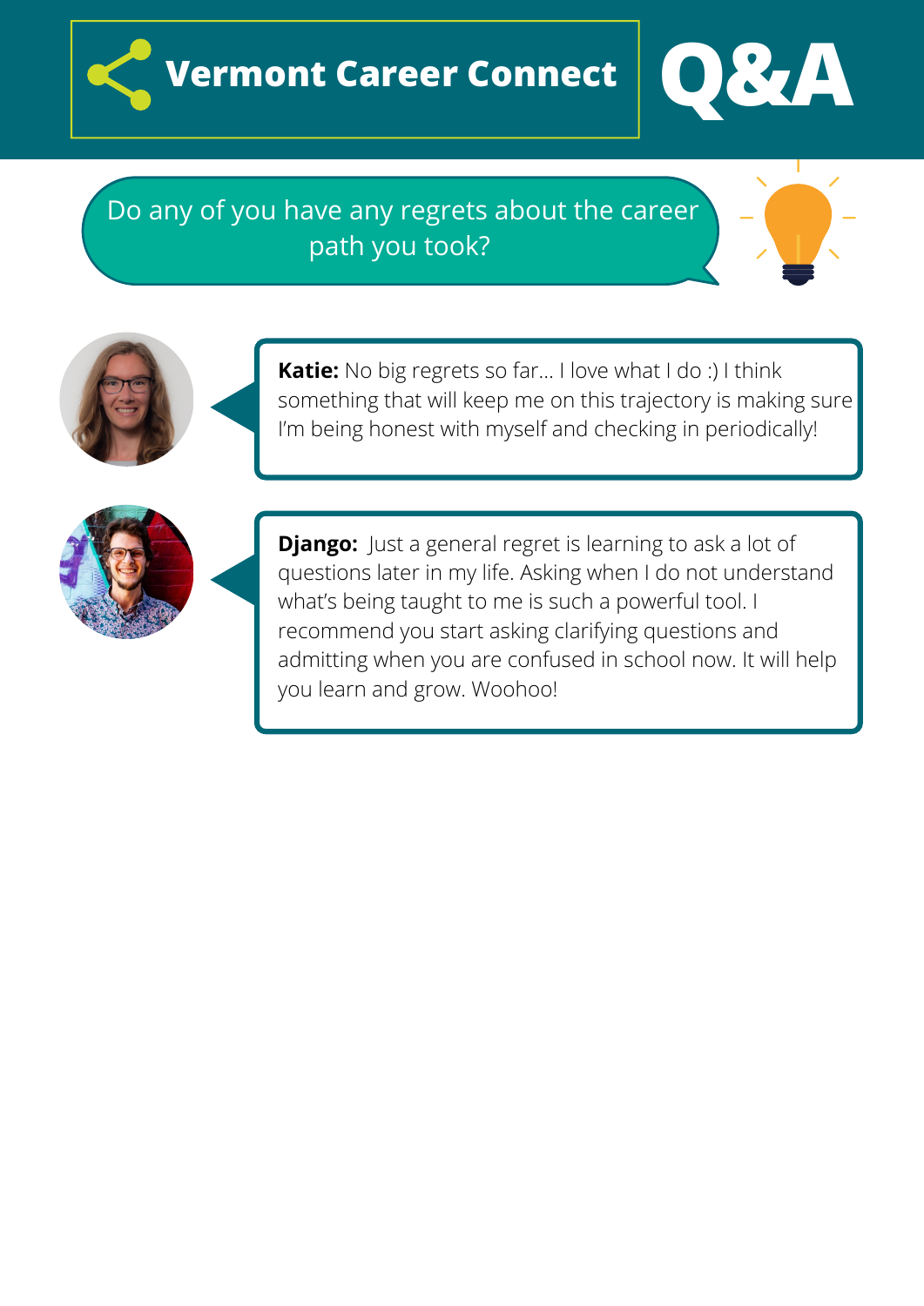# Vermont Career Connect Q&A

## Do any of you have any regrets about the career path you took?

**Katie:** No big regrets so far... I love what I do :) I think something that will keep me on this trajectory is making sure I'm being honest with myself and checking in periodically!

**Django:** Just a general regret is learning to ask a lot of questions later in my life. Asking when I do not understand what's being taught to me is such a powerful tool. I recommend you start asking clarifying questions and admitting when you are confused in school now. It will help you learn and grow. Woohoo!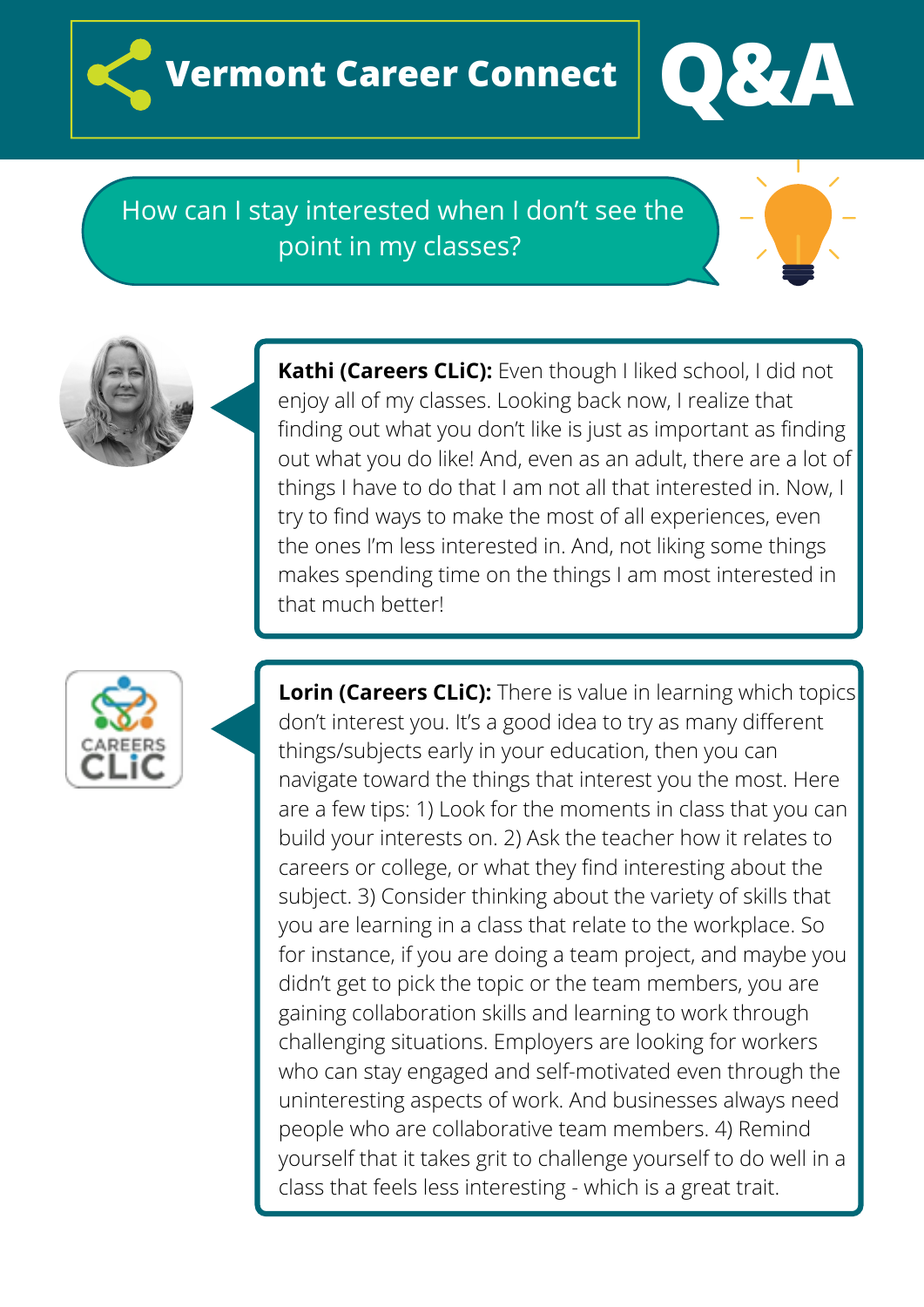# Vermont Career Connect Q&A

## How can I stay interested when I don't see the point in my classes?

**Kathi (Careers CLiC):** Even though I liked school, I did not enjoy all of my classes. Looking back now, I realize that finding out what you don't like is just as important as finding out what you do like! And, even as an adult, there are a lot of things I have to do that I am not all that interested in. Now, I try to find ways to make the most of all experiences, even the ones I'm less interested in. And, not liking some things makes spending time on the things I am most interested in that much better!

**Lorin (Careers CLiC):** There is value in learning which topics don't interest you. It's a good idea to try as many different things/subjects early in your education, then you can navigate toward the things that interest you the most. Here are a few tips: 1) Look for the moments in class that you can build your interests on. 2) Ask the teacher how it relates to careers or college, or what they find interesting about the subject. 3) Consider thinking about the variety of skills that you are learning in a class that relate to the workplace. So for instance, if you are doing a team project, and maybe you didn't get to pick the topic or the team members, you are gaining collaboration skills and learning to work through challenging situations. Employers are looking for workers who can stay engaged and self-motivated even through the uninteresting aspects of work. And businesses always need people who are collaborative team members. 4) Remind yourself that it takes grit to challenge yourself to do well in a class that feels less interesting - which is a great trait.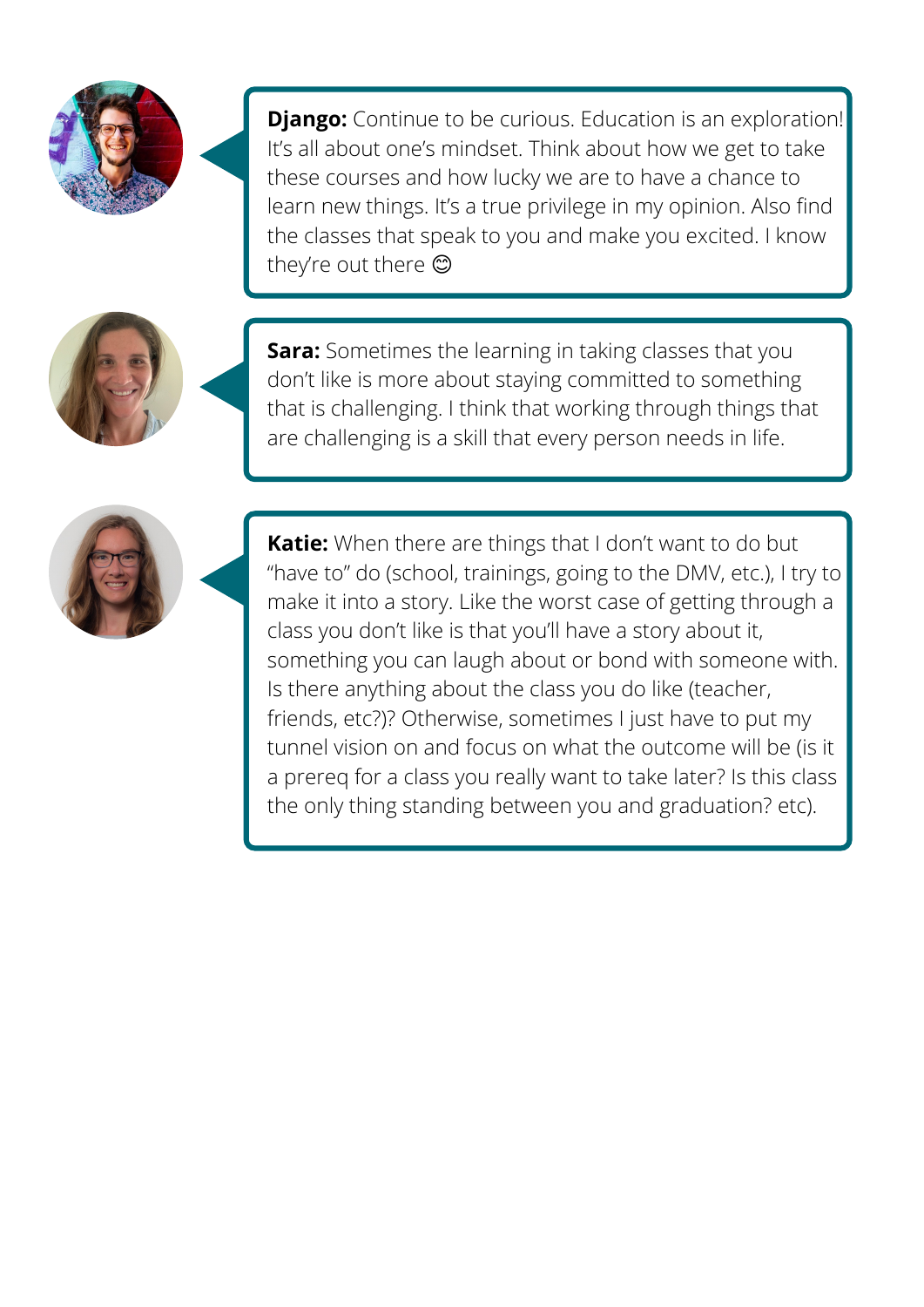**Django:** Continue to be curious. Education is an exploration! It's all about one's mindset. Think about how we get to take these courses and how lucky we are to have a chance to learn new things. It's a true privilege in my opinion. Also find the classes that speak to you and make you excited. I know they're out there 😊

**Sara:** Sometimes the learning in taking classes that you don't like is more about staying committed to something that is challenging. I think that working through things that are challenging is a skill that every person needs in life.

**Katie:** When there are things that I don't want to do but "have to" do (school, trainings, going to the DMV, etc.), I try to make it into a story. Like the worst case of getting through a class you don't like is that you'll have a story about it, something you can laugh about or bond with someone with. Is there anything about the class you do like (teacher, friends, etc?)? Otherwise, sometimes I just have to put my tunnel vision on and focus on what the outcome will be (is it a prereq for a class you really want to take later? Is this class the only thing standing between you and graduation? etc).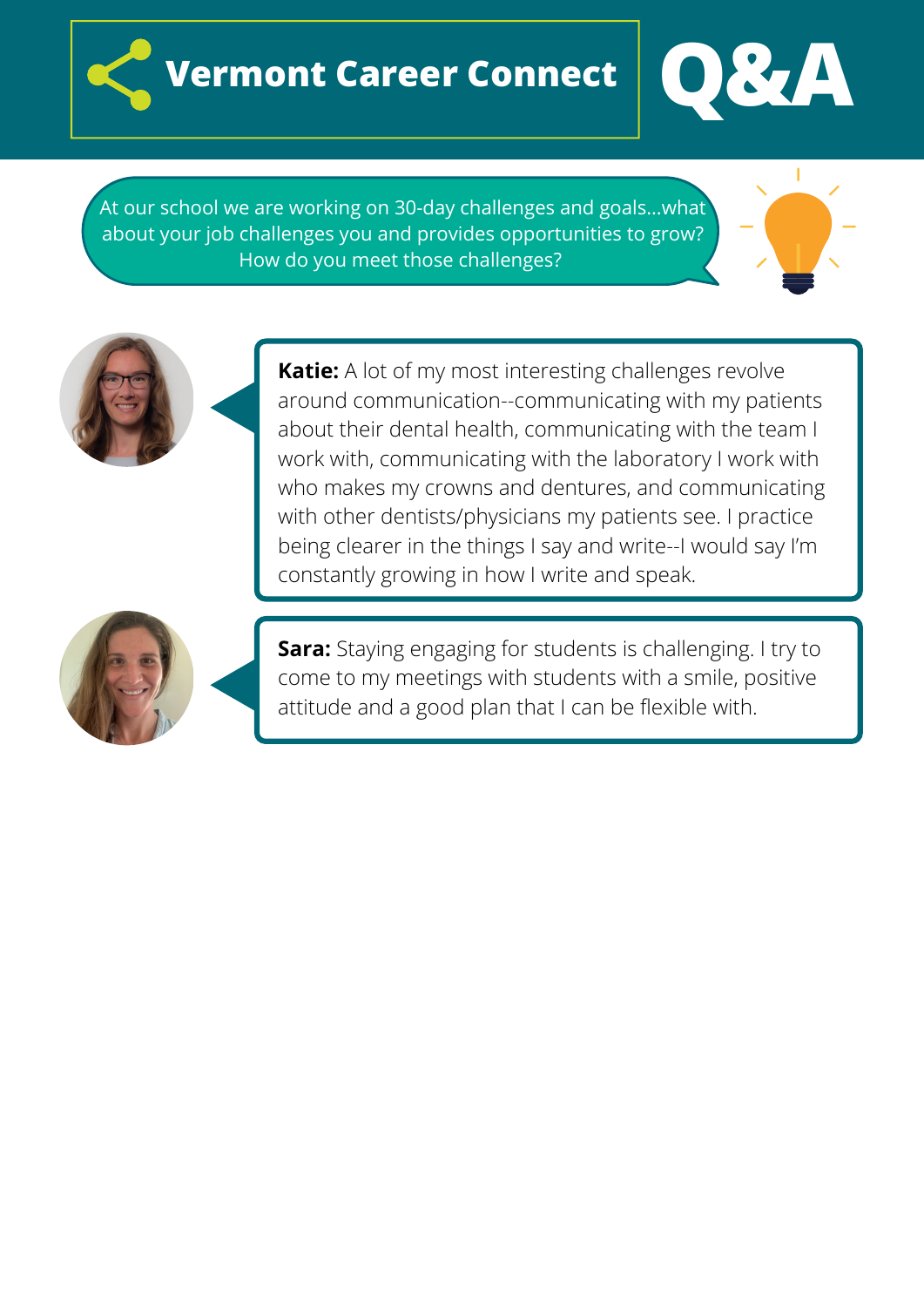# Vermont Career Connect Q&A

At our school we are working on 30-day challenges and goals...what about your job challenges you and provides opportunities to grow? How do you meet those challenges?

**Katie:** A lot of my most interesting challenges revolve around communication--communicating with my patients about their dental health, communicating with the team I work with, communicating with the laboratory I work with who makes my crowns and dentures, and communicating with other dentists/physicians my patients see. I practice being clearer in the things I say and write--I would say I'm constantly growing in how I write and speak.

**Sara:** Staying engaging for students is challenging. I try to come to my meetings with students with a smile, positive attitude and a good plan that I can be flexible with.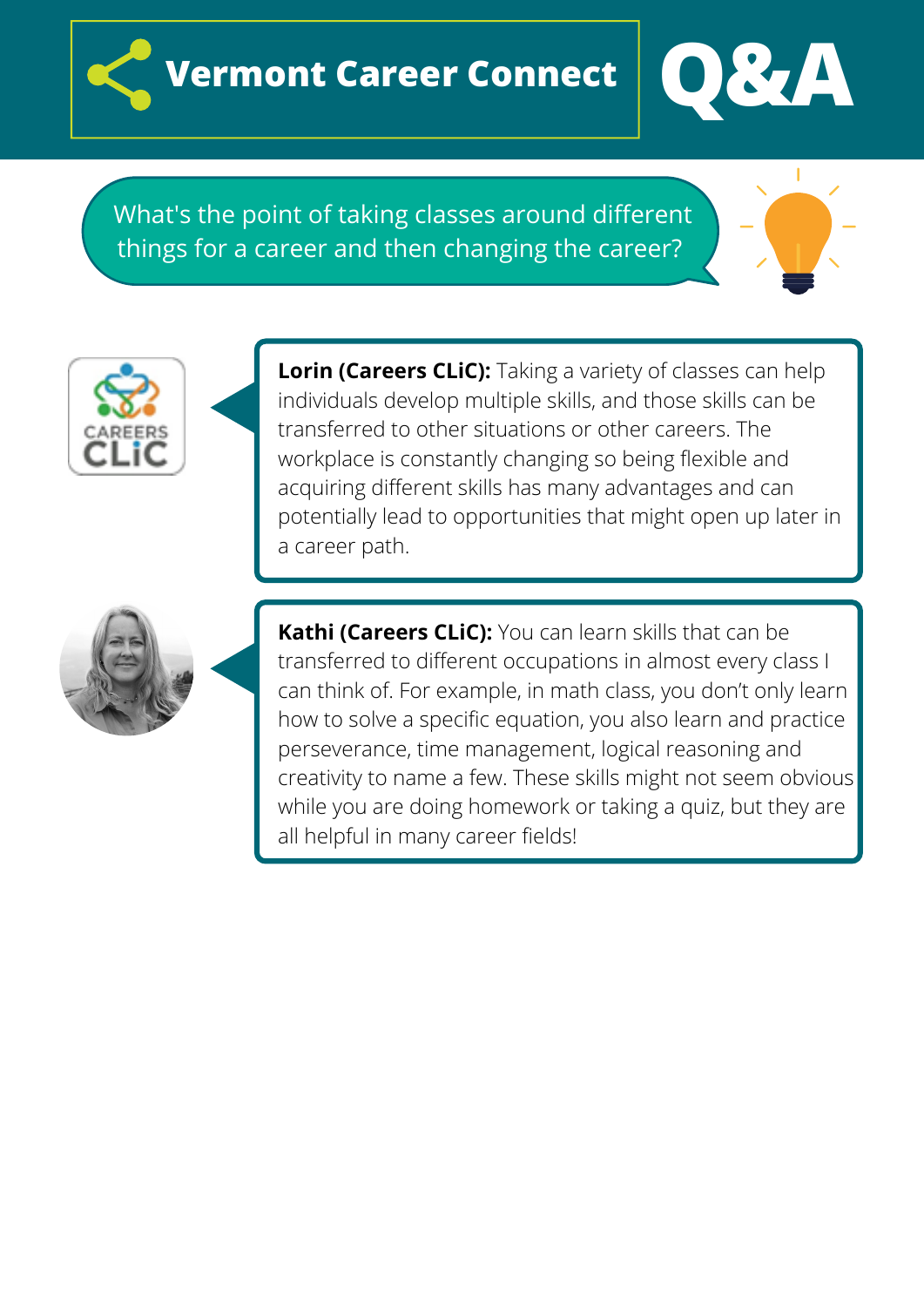# Vermont Career Connect Q&A

## What's the point of taking classes around different things for a career and then changing the career?

**Lorin (Careers CLiC):** Taking a variety of classes can help individuals develop multiple skills, and those skills can be transferred to other situations or other careers. The workplace is constantly changing so being flexible and acquiring different skills has many advantages and can potentially lead to opportunities that might open up later in a career path.

**Kathi (Careers CLiC):** You can learn skills that can be transferred to different occupations in almost every class I can think of. For example, in math class, you don't only learn how to solve a specific equation, you also learn and practice perseverance, time management, logical reasoning and creativity to name a few. These skills might not seem obvious while you are doing homework or taking a quiz, but they are all helpful in many career fields!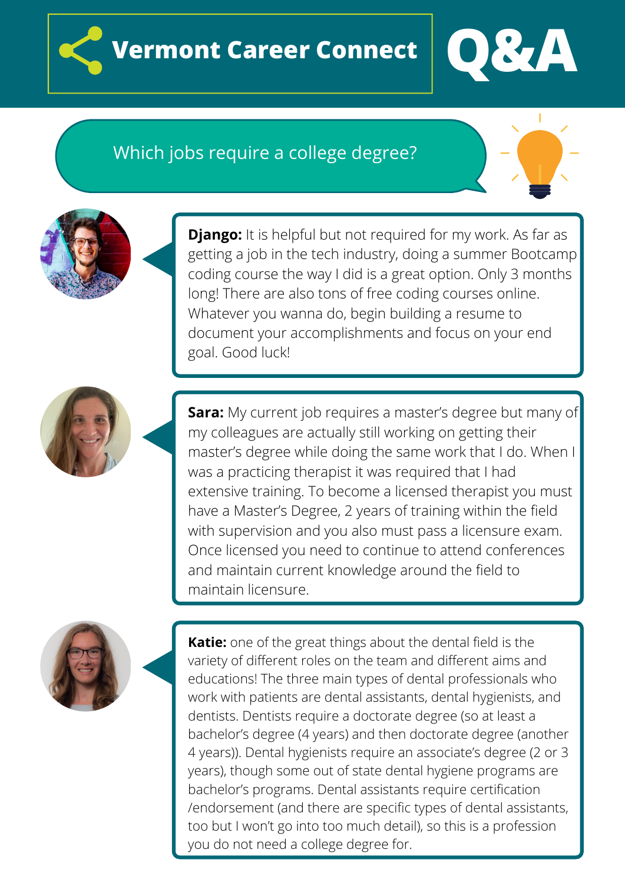# Vermont Career Connect Q&A

## Which jobs require a college degree?

**Django:** It is helpful but not required for my work. As far as getting a job in the tech industry, doing a summer Bootcamp coding course the way I did is a great option. Only 3 months long! There are also tons of free coding courses online. Whatever you wanna do, begin building a resume to document your accomplishments and focus on your end goal. Good luck!

**Sara:** My current job requires a master's degree but many of my colleagues are actually still working on getting their master's degree while doing the same work that I do. When I was a practicing therapist it was required that I had extensive training. To become a licensed therapist you must have a Master's Degree, 2 years of training within the field with supervision and you also must pass a licensure exam. Once licensed you need to continue to attend conferences and maintain current knowledge around the field to maintain licensure.

**Katie:** one of the great things about the dental field is the variety of different roles on the team and different aims and educations! The three main types of dental professionals who work with patients are dental assistants, dental hygienists, and dentists. Dentists require a doctorate degree (so at least a bachelor's degree (4 years) and then doctorate degree (another 4 years)). Dental hygienists require an associate's degree (2 or 3 years), though some out of state dental hygiene programs are bachelor's programs. Dental assistants require certification /endorsement (and there are specific types of dental assistants, too but I won't go into too much detail), so this is a profession you do not need a college degree for.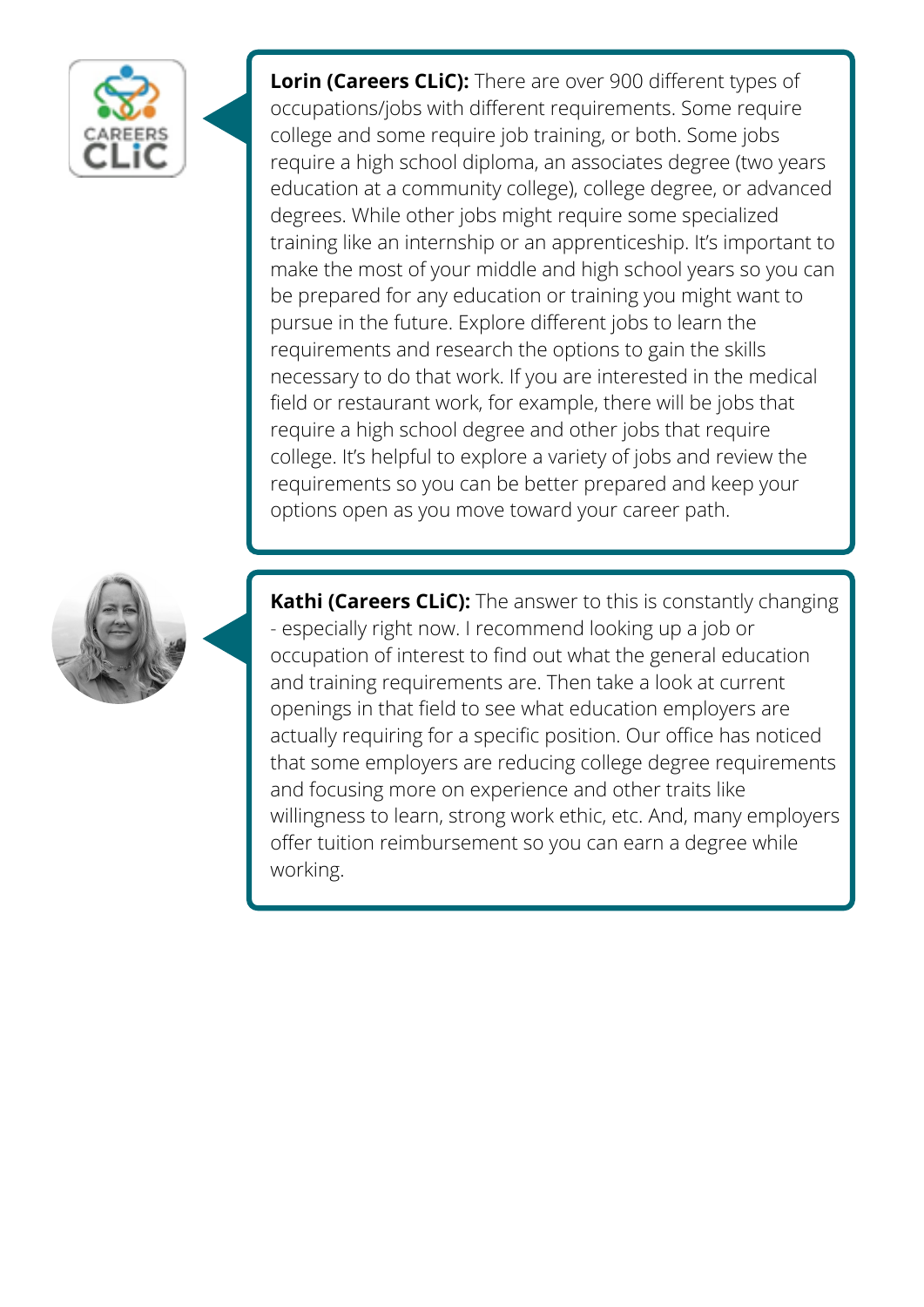**Lorin (Careers CLiC):** There are over 900 different types of occupations/jobs with different requirements. Some require college and some require job training, or both. Some jobs require a high school diploma, an associates degree (two years education at a community college), college degree, or advanced degrees. While other jobs might require some specialized training like an internship or an apprenticeship. It's important to make the most of your middle and high school years so you can be prepared for any education or training you might want to pursue in the future. Explore different jobs to learn the requirements and research the options to gain the skills necessary to do that work. If you are interested in the medical field or restaurant work, for example, there will be jobs that require a high school degree and other jobs that require college. It's helpful to explore a variety of jobs and review the requirements so you can be better prepared and keep your options open as you move toward your career path.

**Kathi (Careers CLiC):** The answer to this is constantly changing - especially right now. I recommend looking up a job or occupation of interest to find out what the general education and training requirements are. Then take a look at current openings in that field to see what education employers are actually requiring for a specific position. Our office has noticed that some employers are reducing college degree requirements and focusing more on experience and other traits like willingness to learn, strong work ethic, etc. And, many employers offer tuition reimbursement so you can earn a degree while working.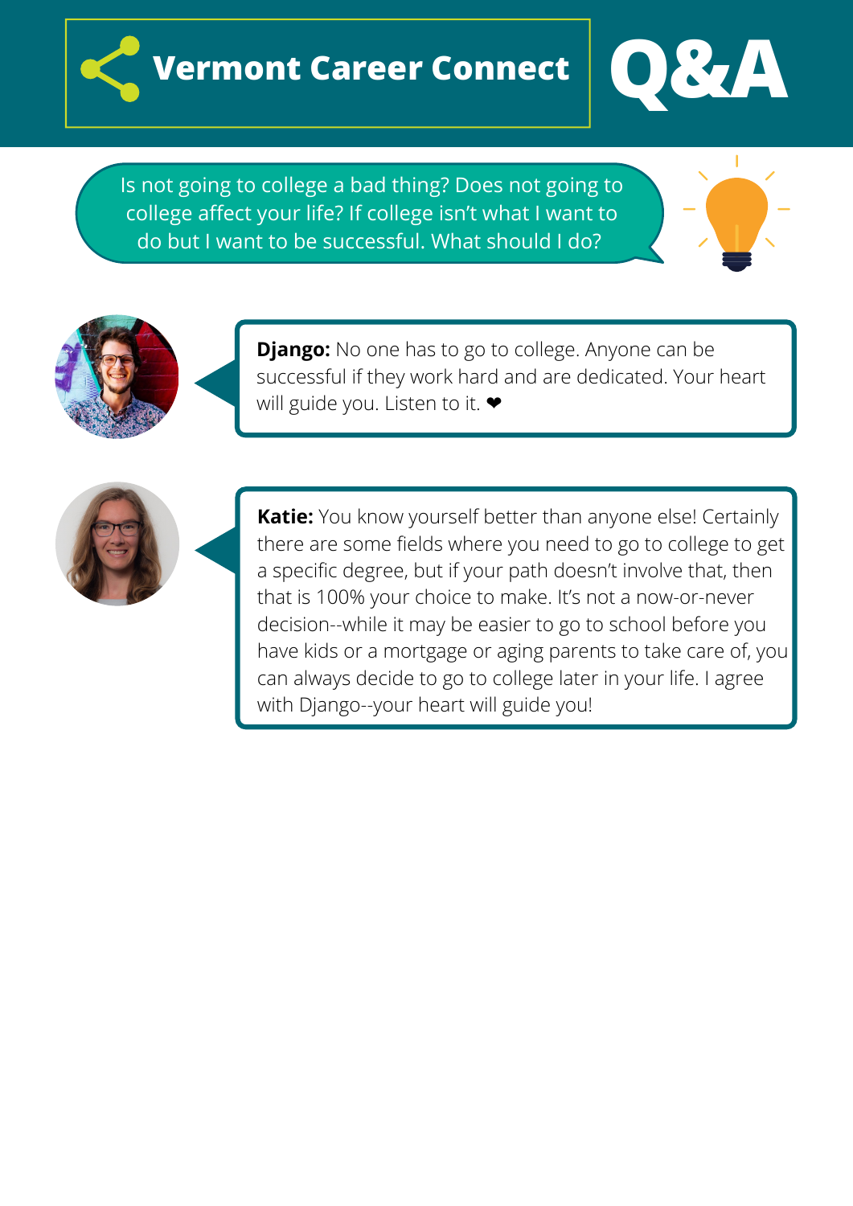# Vermont Career Connect Q&A

Is not going to college a bad thing? Does not going to college affect your life? If college isn't what I want to do but I want to be successful. What should I do?

**Django:** No one has to go to college. Anyone can be successful if they work hard and are dedicated. Your heart will guide you. Listen to it. ❤

**Katie:** You know yourself better than anyone else! Certainly there are some fields where you need to go to college to get a specific degree, but if your path doesn't involve that, then that is 100% your choice to make. It's not a now-or-never decision--while it may be easier to go to school before you have kids or a mortgage or aging parents to take care of, you can always decide to go to college later in your life. I agree with Django--your heart will guide you!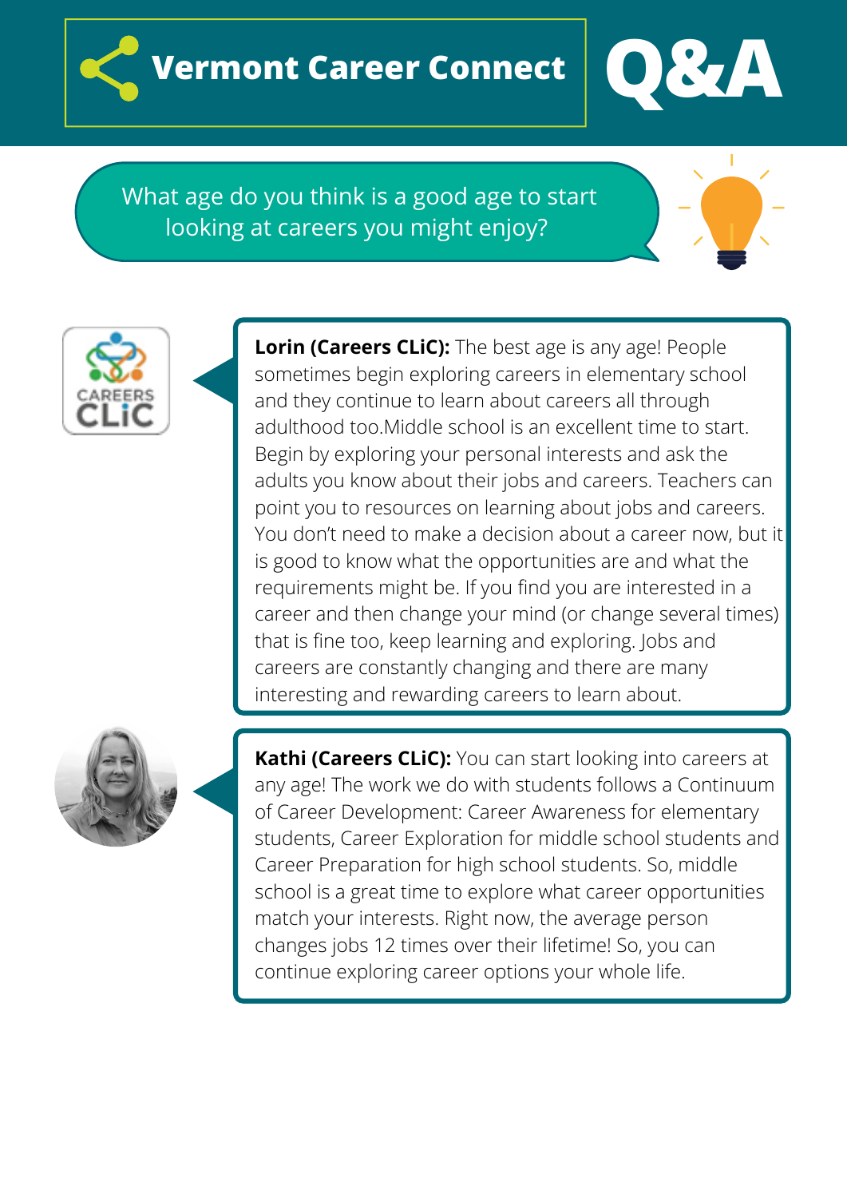# Vermont Career Connect Q&A

## What age do you think is a good age to start looking at careers you might enjoy?

**Lorin (Careers CLiC):** The best age is any age! People sometimes begin exploring careers in elementary school and they continue to learn about careers all through adulthood too.Middle school is an excellent time to start. Begin by exploring your personal interests and ask the adults you know about their jobs and careers. Teachers can point you to resources on learning about jobs and careers. You don't need to make a decision about a career now, but it is good to know what the opportunities are and what the requirements might be. If you find you are interested in a career and then change your mind (or change several times) that is fine too, keep learning and exploring. Jobs and careers are constantly changing and there are many interesting and rewarding careers to learn about.

**Kathi (Careers CLiC):** You can start looking into careers at any age! The work we do with students follows a Continuum of Career Development: Career Awareness for elementary students, Career Exploration for middle school students and Career Preparation for high school students. So, middle school is a great time to explore what career opportunities match your interests. Right now, the average person changes jobs 12 times over their lifetime! So, you can continue exploring career options your whole life.